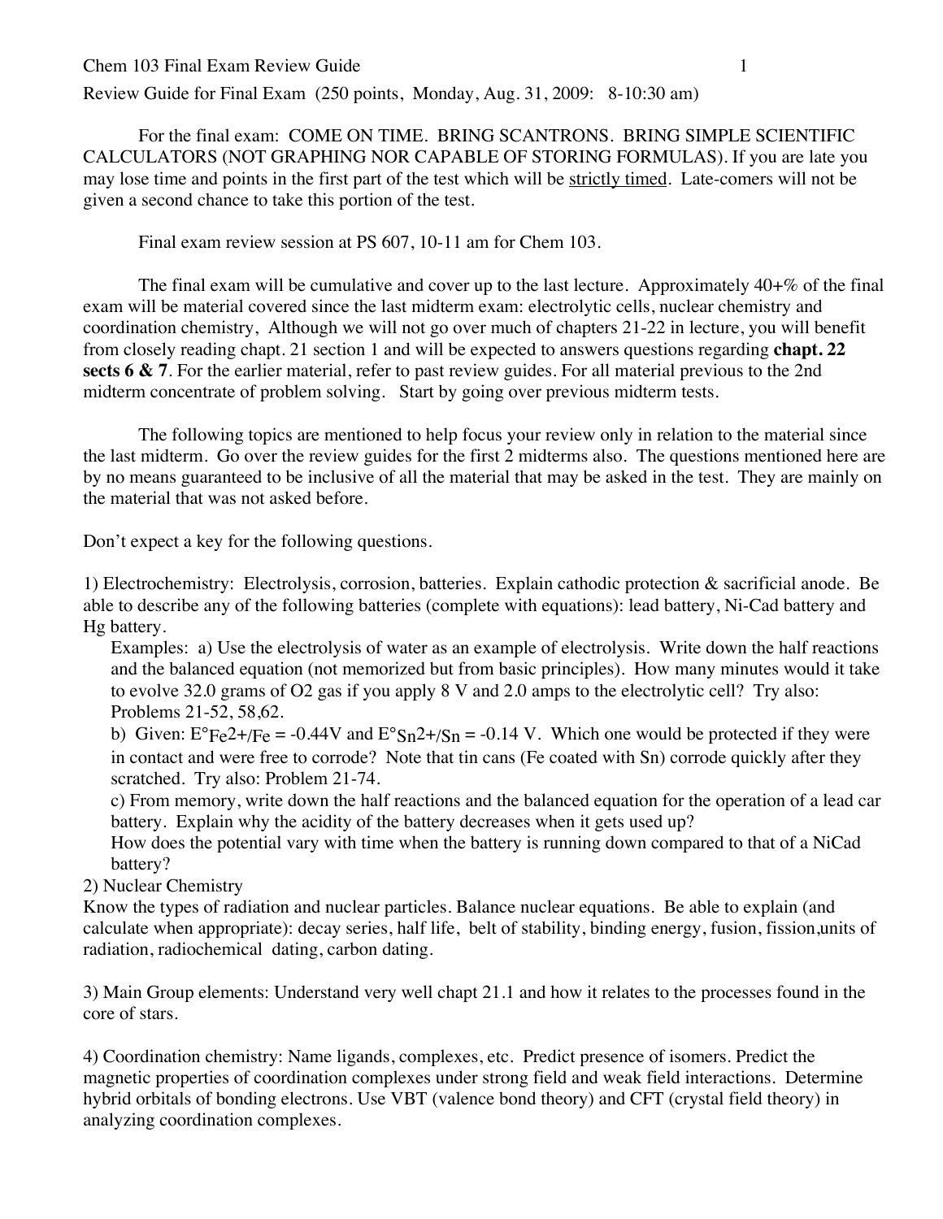Review Guide for Final Exam (250 points, Monday, Aug. 31, 2009: 8-10:30 am)

For the final exam: COME ON TIME. BRING SCANTRONS. BRING SIMPLE SCIENTIFIC CALCULATORS (NOT GRAPHING NOR CAPABLE OF STORING FORMULAS). If you are late you may lose time and points in the first part of the test which will be strictly timed. Late-comers will not be given a second chance to take this portion of the test.

Final exam review session at PS 607, 10-11 am for Chem 103.

The final exam will be cumulative and cover up to the last lecture. Approximately 40+% of the final exam will be material covered since the last midterm exam: electrolytic cells, nuclear chemistry and coordination chemistry, Although we will not go over much of chapters 21-22 in lecture, you will benefit from closely reading chapt. 21 section 1 and will be expected to answers questions regarding **chapt. 22 sects 6 & 7**. For the earlier material, refer to past review guides. For all material previous to the 2nd midterm concentrate of problem solving. Start by going over previous midterm tests.

The following topics are mentioned to help focus your review only in relation to the material since the last midterm. Go over the review guides for the first 2 midterms also. The questions mentioned here are by no means guaranteed to be inclusive of all the material that may be asked in the test. They are mainly on the material that was not asked before.

Don't expect a key for the following questions.

1) Electrochemistry: Electrolysis, corrosion, batteries. Explain cathodic protection & sacrificial anode. Be able to describe any of the following batteries (complete with equations): lead battery, Ni-Cad battery and Hg battery.

   Examples: a) Use the electrolysis of water as an example of electrolysis. Write down the half reactions and the balanced equation (not memorized but from basic principles). How many minutes would it take to evolve 32.0 grams of O2 gas if you apply 8 V and 2.0 amps to the electrolytic cell? Try also: Problems 21-52, 58,62.

   b) Given: $E°_{Fe2+/Fe} = -0.44V$ and $E°_{Sn2+/Sn} = -0.14$ V. Which one would be protected if they were in contact and were free to corrode? Note that tin cans (Fe coated with Sn) corrode quickly after they scratched. Try also: Problem 21-74.

   c) From memory, write down the half reactions and the balanced equation for the operation of a lead car battery. Explain why the acidity of the battery decreases when it gets used up?

   How does the potential vary with time when the battery is running down compared to that of a NiCad battery?

2) Nuclear Chemistry

Know the types of radiation and nuclear particles. Balance nuclear equations. Be able to explain (and calculate when appropriate): decay series, half life, belt of stability, binding energy, fusion, fission,units of radiation, radiochemical dating, carbon dating.

3) Main Group elements: Understand very well chapt 21.1 and how it relates to the processes found in the core of stars.

4) Coordination chemistry: Name ligands, complexes, etc. Predict presence of isomers. Predict the magnetic properties of coordination complexes under strong field and weak field interactions. Determine hybrid orbitals of bonding electrons. Use VBT (valence bond theory) and CFT (crystal field theory) in analyzing coordination complexes.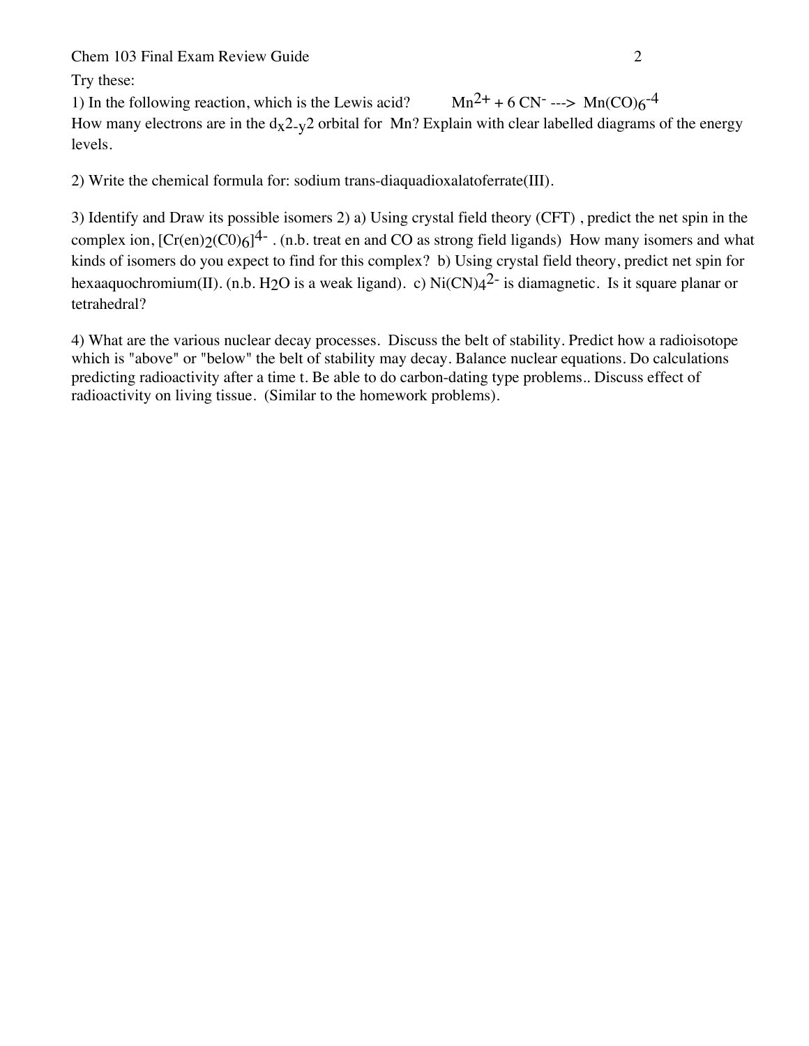Try these:

1) In the following reaction, which is the Lewis acid? $Mn^{2+} + 6\ CN^{-} \text{--->}\ Mn(CO)_6^{-4}$

How many electrons are in the $d_{x^2-y^2}$ orbital for Mn? Explain with clear labelled diagrams of the energy levels.

2) Write the chemical formula for: sodium trans-diaquadioxalatoferrate(III).

3) Identify and Draw its possible isomers 2) a) Using crystal field theory (CFT) , predict the net spin in the complex ion, $[Cr(en)_2(C0)_6]^{4-}$ . (n.b. treat en and CO as strong field ligands) How many isomers and what kinds of isomers do you expect to find for this complex? b) Using crystal field theory, predict net spin for hexaaquochromium(II). (n.b. $H_2O$ is a weak ligand). c) $Ni(CN)_4^{2-}$ is diamagnetic. Is it square planar or tetrahedral?

4) What are the various nuclear decay processes. Discuss the belt of stability. Predict how a radioisotope which is "above" or "below" the belt of stability may decay. Balance nuclear equations. Do calculations predicting radioactivity after a time t. Be able to do carbon-dating type problems.. Discuss effect of radioactivity on living tissue. (Similar to the homework problems).